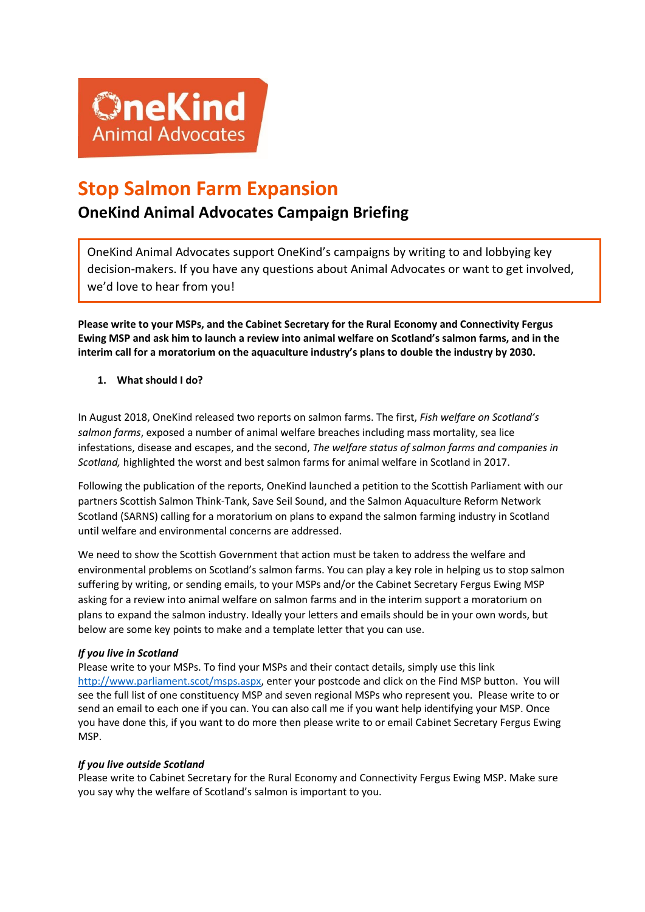OneKind Animal Advocates

# Stop Salmon Farm Expansion

## OneKind Animal Advocates Campaign Briefing

> OneKind Animal Advocates support OneKind's campaigns by writing to and lobbying key decision-makers. If you have any questions about Animal Advocates or want to get involved, we'd love to hear from you!

**Please write to your MSPs, and the Cabinet Secretary for the Rural Economy and Connectivity Fergus Ewing MSP and ask him to launch a review into animal welfare on Scotland's salmon farms, and in the interim call for a moratorium on the aquaculture industry's plans to double the industry by 2030.**

### 1. What should I do?

In August 2018, OneKind released two reports on salmon farms. The first, *Fish welfare on Scotland's salmon farms*, exposed a number of animal welfare breaches including mass mortality, sea lice infestations, disease and escapes, and the second, *The welfare status of salmon farms and companies in Scotland,* highlighted the worst and best salmon farms for animal welfare in Scotland in 2017.

Following the publication of the reports, OneKind launched a petition to the Scottish Parliament with our partners Scottish Salmon Think-Tank, Save Seil Sound, and the Salmon Aquaculture Reform Network Scotland (SARNS) calling for a moratorium on plans to expand the salmon farming industry in Scotland until welfare and environmental concerns are addressed.

We need to show the Scottish Government that action must be taken to address the welfare and environmental problems on Scotland's salmon farms. You can play a key role in helping us to stop salmon suffering by writing, or sending emails, to your MSPs and/or the Cabinet Secretary Fergus Ewing MSP asking for a review into animal welfare on salmon farms and in the interim support a moratorium on plans to expand the salmon industry. Ideally your letters and emails should be in your own words, but below are some key points to make and a template letter that you can use.

***If you live in Scotland***
Please write to your MSPs. To find your MSPs and their contact details, simply use this link [http://www.parliament.scot/msps.aspx](http://www.parliament.scot/msps.aspx), enter your postcode and click on the Find MSP button. You will see the full list of one constituency MSP and seven regional MSPs who represent you. Please write to or send an email to each one if you can. You can also call me if you want help identifying your MSP. Once you have done this, if you want to do more then please write to or email Cabinet Secretary Fergus Ewing MSP.

***If you live outside Scotland***
Please write to Cabinet Secretary for the Rural Economy and Connectivity Fergus Ewing MSP. Make sure you say why the welfare of Scotland's salmon is important to you.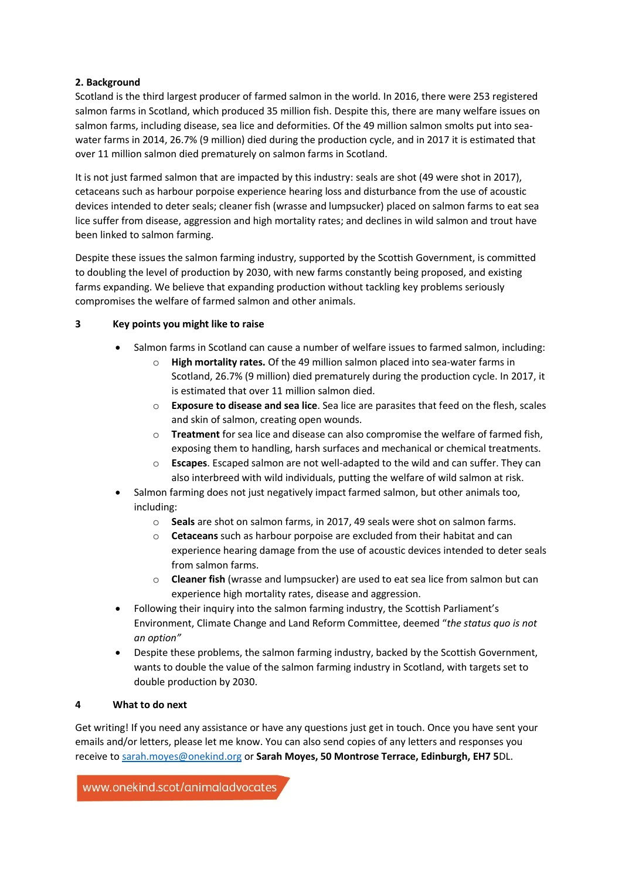## 2. Background

Scotland is the third largest producer of farmed salmon in the world. In 2016, there were 253 registered salmon farms in Scotland, which produced 35 million fish. Despite this, there are many welfare issues on salmon farms, including disease, sea lice and deformities. Of the 49 million salmon smolts put into sea-water farms in 2014, 26.7% (9 million) died during the production cycle, and in 2017 it is estimated that over 11 million salmon died prematurely on salmon farms in Scotland.

It is not just farmed salmon that are impacted by this industry: seals are shot (49 were shot in 2017), cetaceans such as harbour porpoise experience hearing loss and disturbance from the use of acoustic devices intended to deter seals; cleaner fish (wrasse and lumpsucker) placed on salmon farms to eat sea lice suffer from disease, aggression and high mortality rates; and declines in wild salmon and trout have been linked to salmon farming.

Despite these issues the salmon farming industry, supported by the Scottish Government, is committed to doubling the level of production by 2030, with new farms constantly being proposed, and existing farms expanding. We believe that expanding production without tackling key problems seriously compromises the welfare of farmed salmon and other animals.

## 3 Key points you might like to raise

- Salmon farms in Scotland can cause a number of welfare issues to farmed salmon, including:
    - **High mortality rates.** Of the 49 million salmon placed into sea-water farms in Scotland, 26.7% (9 million) died prematurely during the production cycle. In 2017, it is estimated that over 11 million salmon died.
    - **Exposure to disease and sea lice**. Sea lice are parasites that feed on the flesh, scales and skin of salmon, creating open wounds.
    - **Treatment** for sea lice and disease can also compromise the welfare of farmed fish, exposing them to handling, harsh surfaces and mechanical or chemical treatments.
    - **Escapes**. Escaped salmon are not well-adapted to the wild and can suffer. They can also interbreed with wild individuals, putting the welfare of wild salmon at risk.
- Salmon farming does not just negatively impact farmed salmon, but other animals too, including:
    - **Seals** are shot on salmon farms, in 2017, 49 seals were shot on salmon farms.
    - **Cetaceans** such as harbour porpoise are excluded from their habitat and can experience hearing damage from the use of acoustic devices intended to deter seals from salmon farms.
    - **Cleaner fish** (wrasse and lumpsucker) are used to eat sea lice from salmon but can experience high mortality rates, disease and aggression.
- Following their inquiry into the salmon farming industry, the Scottish Parliament's Environment, Climate Change and Land Reform Committee, deemed "*the status quo is not an option"*
- Despite these problems, the salmon farming industry, backed by the Scottish Government, wants to double the value of the salmon farming industry in Scotland, with targets set to double production by 2030.

## 4 What to do next

Get writing! If you need any assistance or have any questions just get in touch. Once you have sent your emails and/or letters, please let me know. You can also send copies of any letters and responses you receive to sarah.moyes@onekind.org or **Sarah Moyes, 50 Montrose Terrace, Edinburgh, EH7 5**DL.

www.onekind.scot/animaladvocates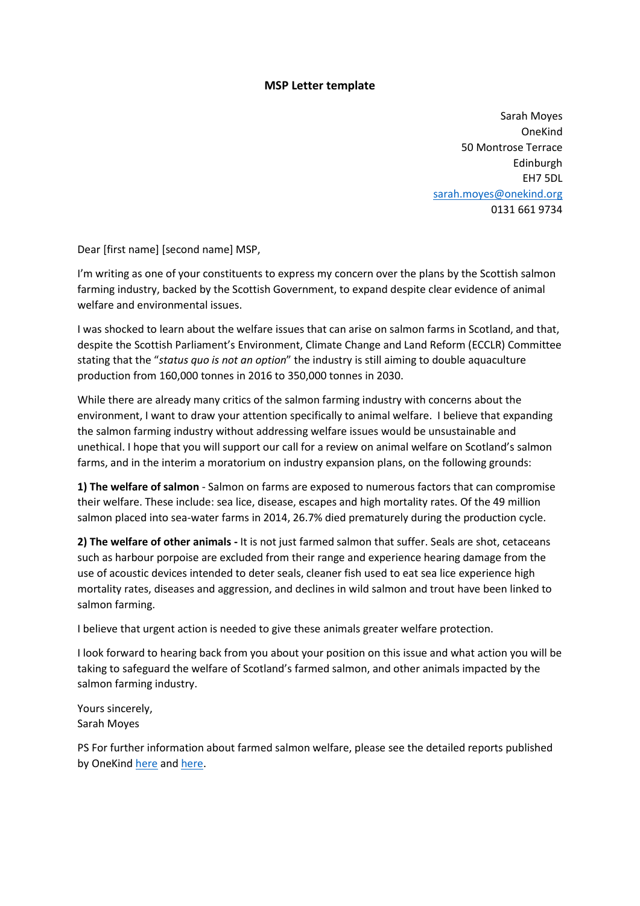**MSP Letter template**

Sarah Moyes
OneKind
50 Montrose Terrace
Edinburgh
EH7 5DL
sarah.moyes@onekind.org
0131 661 9734

Dear [first name] [second name] MSP,

I'm writing as one of your constituents to express my concern over the plans by the Scottish salmon farming industry, backed by the Scottish Government, to expand despite clear evidence of animal welfare and environmental issues.

I was shocked to learn about the welfare issues that can arise on salmon farms in Scotland, and that, despite the Scottish Parliament's Environment, Climate Change and Land Reform (ECCLR) Committee stating that the "*status quo is not an option*" the industry is still aiming to double aquaculture production from 160,000 tonnes in 2016 to 350,000 tonnes in 2030.

While there are already many critics of the salmon farming industry with concerns about the environment, I want to draw your attention specifically to animal welfare. I believe that expanding the salmon farming industry without addressing welfare issues would be unsustainable and unethical. I hope that you will support our call for a review on animal welfare on Scotland's salmon farms, and in the interim a moratorium on industry expansion plans, on the following grounds:

**1) The welfare of salmon** - Salmon on farms are exposed to numerous factors that can compromise their welfare. These include: sea lice, disease, escapes and high mortality rates. Of the 49 million salmon placed into sea-water farms in 2014, 26.7% died prematurely during the production cycle.

**2) The welfare of other animals -** It is not just farmed salmon that suffer. Seals are shot, cetaceans such as harbour porpoise are excluded from their range and experience hearing damage from the use of acoustic devices intended to deter seals, cleaner fish used to eat sea lice experience high mortality rates, diseases and aggression, and declines in wild salmon and trout have been linked to salmon farming.

I believe that urgent action is needed to give these animals greater welfare protection.

I look forward to hearing back from you about your position on this issue and what action you will be taking to safeguard the welfare of Scotland's farmed salmon, and other animals impacted by the salmon farming industry.

Yours sincerely,
Sarah Moyes

PS For further information about farmed salmon welfare, please see the detailed reports published by OneKind here and here.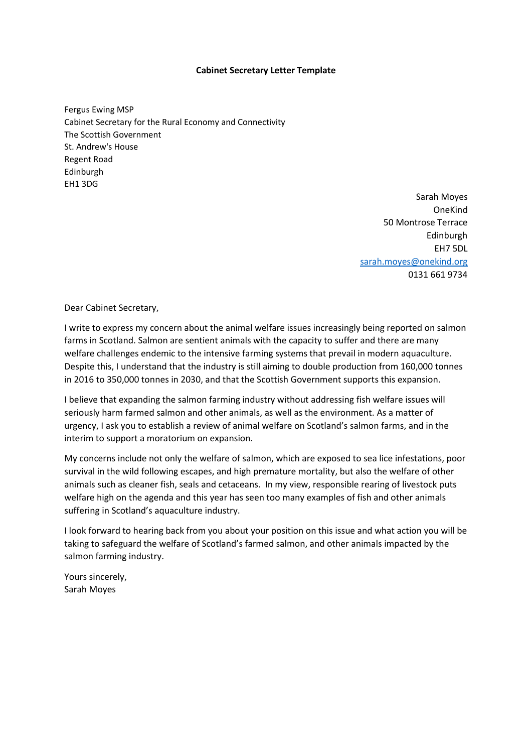**Cabinet Secretary Letter Template**

Fergus Ewing MSP
Cabinet Secretary for the Rural Economy and Connectivity
The Scottish Government
St. Andrew's House
Regent Road
Edinburgh
EH1 3DG

Sarah Moyes
OneKind
50 Montrose Terrace
Edinburgh
EH7 5DL
sarah.moyes@onekind.org
0131 661 9734

Dear Cabinet Secretary,

I write to express my concern about the animal welfare issues increasingly being reported on salmon farms in Scotland. Salmon are sentient animals with the capacity to suffer and there are many welfare challenges endemic to the intensive farming systems that prevail in modern aquaculture. Despite this, I understand that the industry is still aiming to double production from 160,000 tonnes in 2016 to 350,000 tonnes in 2030, and that the Scottish Government supports this expansion.

I believe that expanding the salmon farming industry without addressing fish welfare issues will seriously harm farmed salmon and other animals, as well as the environment. As a matter of urgency, I ask you to establish a review of animal welfare on Scotland's salmon farms, and in the interim to support a moratorium on expansion.

My concerns include not only the welfare of salmon, which are exposed to sea lice infestations, poor survival in the wild following escapes, and high premature mortality, but also the welfare of other animals such as cleaner fish, seals and cetaceans. In my view, responsible rearing of livestock puts welfare high on the agenda and this year has seen too many examples of fish and other animals suffering in Scotland's aquaculture industry.

I look forward to hearing back from you about your position on this issue and what action you will be taking to safeguard the welfare of Scotland's farmed salmon, and other animals impacted by the salmon farming industry.

Yours sincerely,
Sarah Moyes